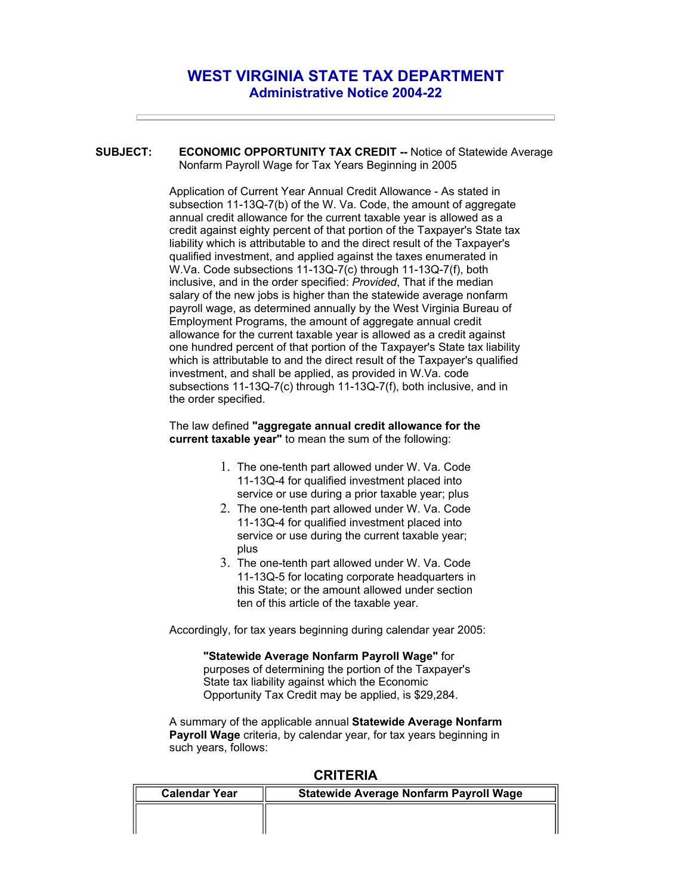# WEST VIRGINIA STATE TAX DEPARTMENT
## Administrative Notice 2004-22

---

**SUBJECT:** **ECONOMIC OPPORTUNITY TAX CREDIT --** Notice of Statewide Average Nonfarm Payroll Wage for Tax Years Beginning in 2005

Application of Current Year Annual Credit Allowance - As stated in subsection 11-13Q-7(b) of the W. Va. Code, the amount of aggregate annual credit allowance for the current taxable year is allowed as a credit against eighty percent of that portion of the Taxpayer's State tax liability which is attributable to and the direct result of the Taxpayer's qualified investment, and applied against the taxes enumerated in W.Va. Code subsections 11-13Q-7(c) through 11-13Q-7(f), both inclusive, and in the order specified: *Provided*, That if the median salary of the new jobs is higher than the statewide average nonfarm payroll wage, as determined annually by the West Virginia Bureau of Employment Programs, the amount of aggregate annual credit allowance for the current taxable year is allowed as a credit against one hundred percent of that portion of the Taxpayer's State tax liability which is attributable to and the direct result of the Taxpayer's qualified investment, and shall be applied, as provided in W.Va. code subsections 11-13Q-7(c) through 11-13Q-7(f), both inclusive, and in the order specified.

The law defined **"aggregate annual credit allowance for the current taxable year"** to mean the sum of the following:

1. The one-tenth part allowed under W. Va. Code 11-13Q-4 for qualified investment placed into service or use during a prior taxable year; plus
2. The one-tenth part allowed under W. Va. Code 11-13Q-4 for qualified investment placed into service or use during the current taxable year; plus
3. The one-tenth part allowed under W. Va. Code 11-13Q-5 for locating corporate headquarters in this State; or the amount allowed under section ten of this article of the taxable year.

Accordingly, for tax years beginning during calendar year 2005:

> **"Statewide Average Nonfarm Payroll Wage"** for purposes of determining the portion of the Taxpayer's State tax liability against which the Economic Opportunity Tax Credit may be applied, is $29,284.

A summary of the applicable annual **Statewide Average Nonfarm Payroll Wage** criteria, by calendar year, for tax years beginning in such years, follows:

### CRITERIA

| Calendar Year | Statewide Average Nonfarm Payroll Wage |
|---|---|
| | |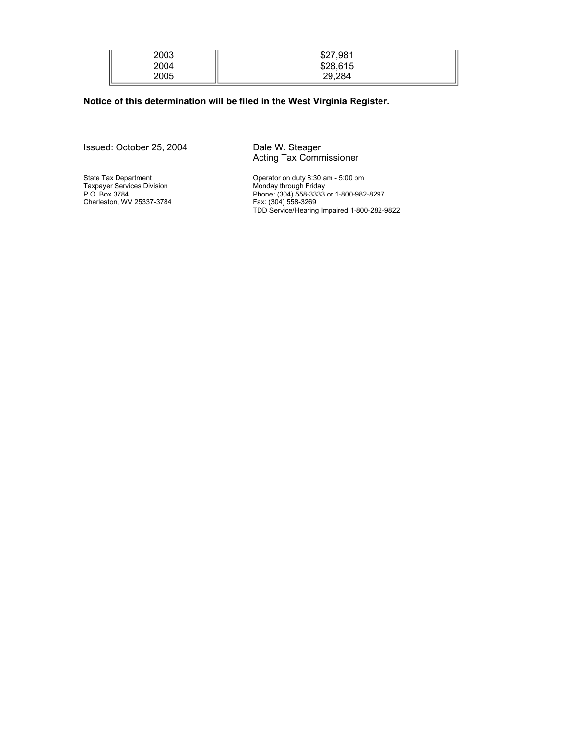| | |
|---|---|
| 2003 | $27,981 |
| 2004 | $28,615 |
| 2005 | 29,284 |

**Notice of this determination will be filed in the West Virginia Register.**

Issued: October 25, 2004

Dale W. Steager
Acting Tax Commissioner

State Tax Department
Taxpayer Services Division
P.O. Box 3784
Charleston, WV 25337-3784

Operator on duty 8:30 am - 5:00 pm
Monday through Friday
Phone: (304) 558-3333 or 1-800-982-8297
Fax: (304) 558-3269
TDD Service/Hearing Impaired 1-800-282-9822